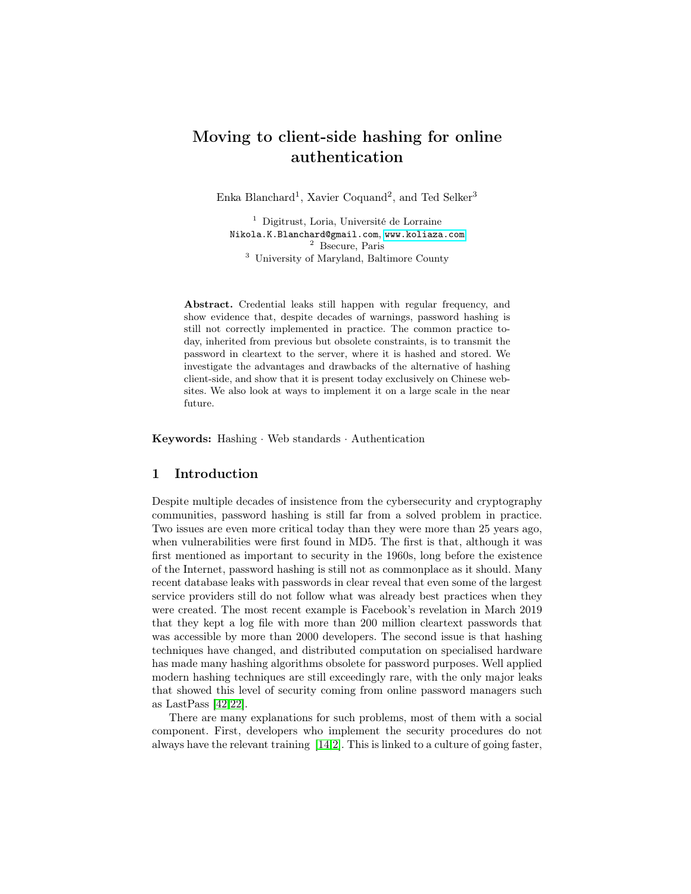# Moving to client-side hashing for online authentication

Enka Blanchard[1], Xavier Coquand[2], and Ted Selker[3]

[1] Digitrust, Loria, Université de Lorraine
Nikola.K.Blanchard@gmail.com, www.koliaza.com
[2] Bsecure, Paris
[3] University of Maryland, Baltimore County

**Abstract.** Credential leaks still happen with regular frequency, and show evidence that, despite decades of warnings, password hashing is still not correctly implemented in practice. The common practice today, inherited from previous but obsolete constraints, is to transmit the password in cleartext to the server, where it is hashed and stored. We investigate the advantages and drawbacks of the alternative of hashing client-side, and show that it is present today exclusively on Chinese websites. We also look at ways to implement it on a large scale in the near future.

**Keywords:** Hashing · Web standards · Authentication

## 1 Introduction

Despite multiple decades of insistence from the cybersecurity and cryptography communities, password hashing is still far from a solved problem in practice. Two issues are even more critical today than they were more than 25 years ago, when vulnerabilities were first found in MD5. The first is that, although it was first mentioned as important to security in the 1960s, long before the existence of the Internet, password hashing is still not as commonplace as it should. Many recent database leaks with passwords in clear reveal that even some of the largest service providers still do not follow what was already best practices when they were created. The most recent example is Facebook's revelation in March 2019 that they kept a log file with more than 200 million cleartext passwords that was accessible by more than 2000 developers. The second issue is that hashing techniques have changed, and distributed computation on specialised hardware has made many hashing algorithms obsolete for password purposes. Well applied modern hashing techniques are still exceedingly rare, with the only major leaks that showed this level of security coming from online password managers such as LastPass [42,22].

There are many explanations for such problems, most of them with a social component. First, developers who implement the security procedures do not always have the relevant training [14,2]. This is linked to a culture of going faster,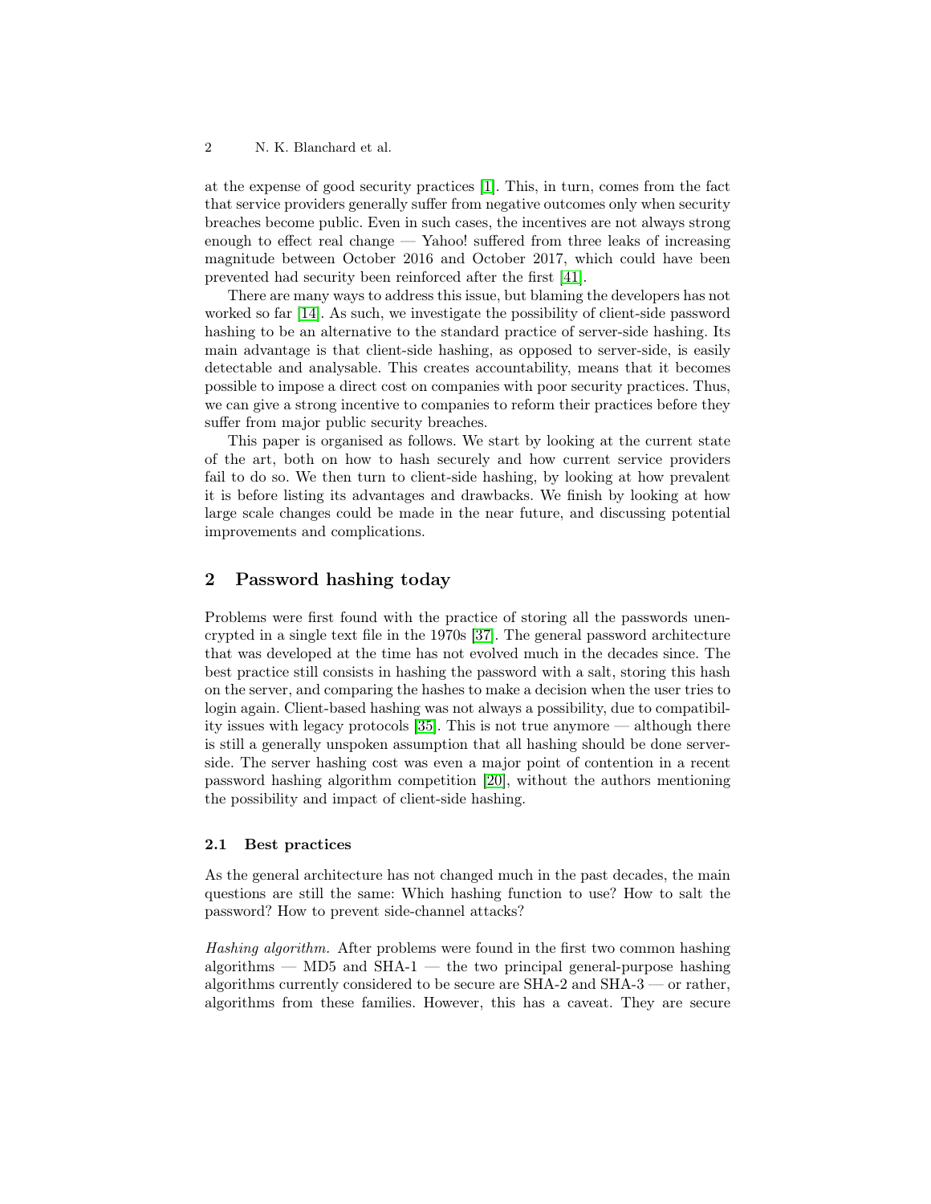at the expense of good security practices [1]. This, in turn, comes from the fact that service providers generally suffer from negative outcomes only when security breaches become public. Even in such cases, the incentives are not always strong enough to effect real change — Yahoo! suffered from three leaks of increasing magnitude between October 2016 and October 2017, which could have been prevented had security been reinforced after the first [41].

There are many ways to address this issue, but blaming the developers has not worked so far [14]. As such, we investigate the possibility of client-side password hashing to be an alternative to the standard practice of server-side hashing. Its main advantage is that client-side hashing, as opposed to server-side, is easily detectable and analysable. This creates accountability, means that it becomes possible to impose a direct cost on companies with poor security practices. Thus, we can give a strong incentive to companies to reform their practices before they suffer from major public security breaches.

This paper is organised as follows. We start by looking at the current state of the art, both on how to hash securely and how current service providers fail to do so. We then turn to client-side hashing, by looking at how prevalent it is before listing its advantages and drawbacks. We finish by looking at how large scale changes could be made in the near future, and discussing potential improvements and complications.

## 2 Password hashing today

Problems were first found with the practice of storing all the passwords unencrypted in a single text file in the 1970s [37]. The general password architecture that was developed at the time has not evolved much in the decades since. The best practice still consists in hashing the password with a salt, storing this hash on the server, and comparing the hashes to make a decision when the user tries to login again. Client-based hashing was not always a possibility, due to compatibility issues with legacy protocols [35]. This is not true anymore — although there is still a generally unspoken assumption that all hashing should be done server-side. The server hashing cost was even a major point of contention in a recent password hashing algorithm competition [20], without the authors mentioning the possibility and impact of client-side hashing.

### 2.1 Best practices

As the general architecture has not changed much in the past decades, the main questions are still the same: Which hashing function to use? How to salt the password? How to prevent side-channel attacks?

*Hashing algorithm.* After problems were found in the first two common hashing algorithms — MD5 and SHA-1 — the two principal general-purpose hashing algorithms currently considered to be secure are SHA-2 and SHA-3 — or rather, algorithms from these families. However, this has a caveat. They are secure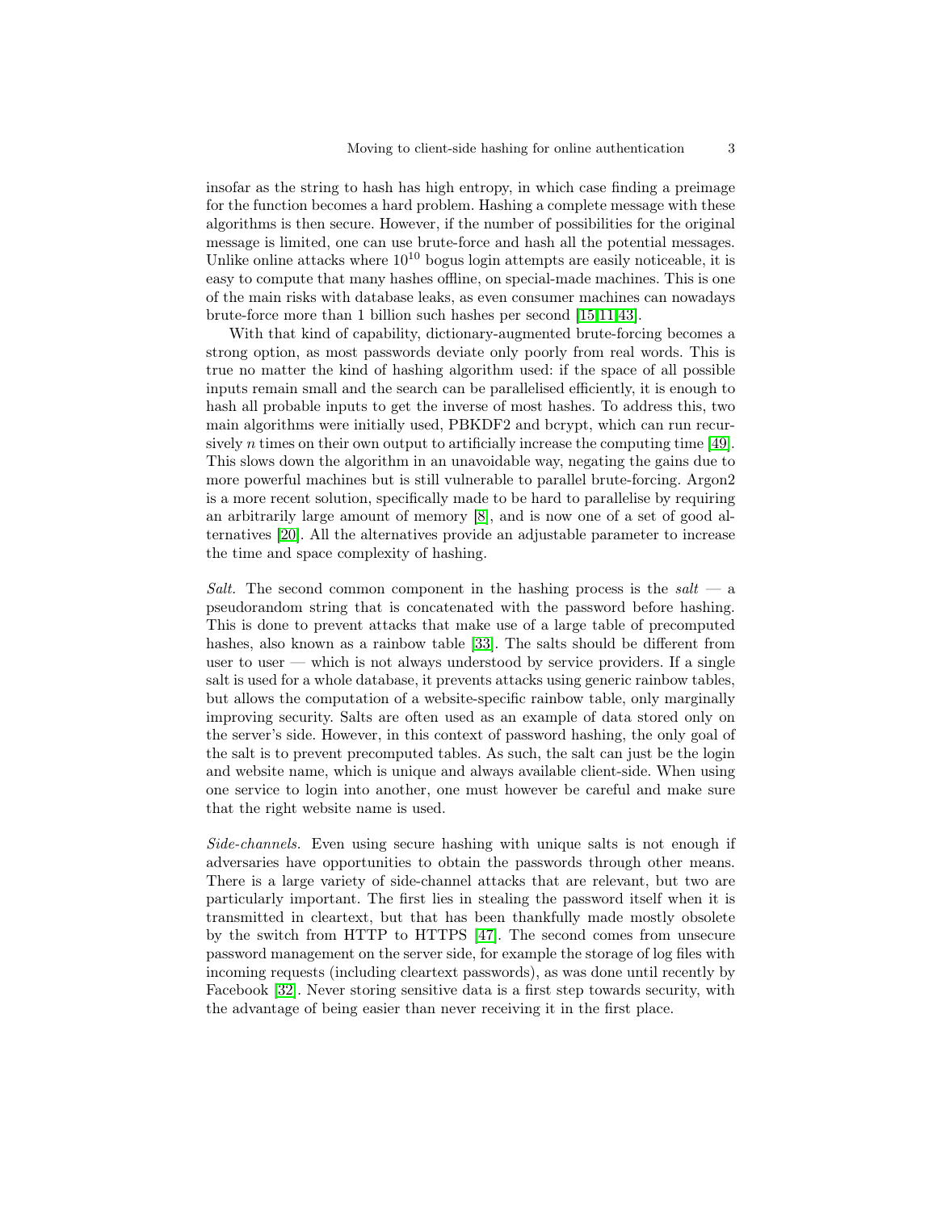insofar as the string to hash has high entropy, in which case finding a preimage for the function becomes a hard problem. Hashing a complete message with these algorithms is then secure. However, if the number of possibilities for the original message is limited, one can use brute-force and hash all the potential messages. Unlike online attacks where $10^{10}$ bogus login attempts are easily noticeable, it is easy to compute that many hashes offline, on special-made machines. This is one of the main risks with database leaks, as even consumer machines can nowadays brute-force more than 1 billion such hashes per second [15,11,43].

With that kind of capability, dictionary-augmented brute-forcing becomes a strong option, as most passwords deviate only poorly from real words. This is true no matter the kind of hashing algorithm used: if the space of all possible inputs remain small and the search can be parallelised efficiently, it is enough to hash all probable inputs to get the inverse of most hashes. To address this, two main algorithms were initially used, PBKDF2 and bcrypt, which can run recursively $n$ times on their own output to artificially increase the computing time [49]. This slows down the algorithm in an unavoidable way, negating the gains due to more powerful machines but is still vulnerable to parallel brute-forcing. Argon2 is a more recent solution, specifically made to be hard to parallelise by requiring an arbitrarily large amount of memory [8], and is now one of a set of good alternatives [20]. All the alternatives provide an adjustable parameter to increase the time and space complexity of hashing.

*Salt.* The second common component in the hashing process is the *salt* — a pseudorandom string that is concatenated with the password before hashing. This is done to prevent attacks that make use of a large table of precomputed hashes, also known as a rainbow table [33]. The salts should be different from user to user — which is not always understood by service providers. If a single salt is used for a whole database, it prevents attacks using generic rainbow tables, but allows the computation of a website-specific rainbow table, only marginally improving security. Salts are often used as an example of data stored only on the server's side. However, in this context of password hashing, the only goal of the salt is to prevent precomputed tables. As such, the salt can just be the login and website name, which is unique and always available client-side. When using one service to login into another, one must however be careful and make sure that the right website name is used.

*Side-channels.* Even using secure hashing with unique salts is not enough if adversaries have opportunities to obtain the passwords through other means. There is a large variety of side-channel attacks that are relevant, but two are particularly important. The first lies in stealing the password itself when it is transmitted in cleartext, but that has been thankfully made mostly obsolete by the switch from HTTP to HTTPS [47]. The second comes from unsecure password management on the server side, for example the storage of log files with incoming requests (including cleartext passwords), as was done until recently by Facebook [32]. Never storing sensitive data is a first step towards security, with the advantage of being easier than never receiving it in the first place.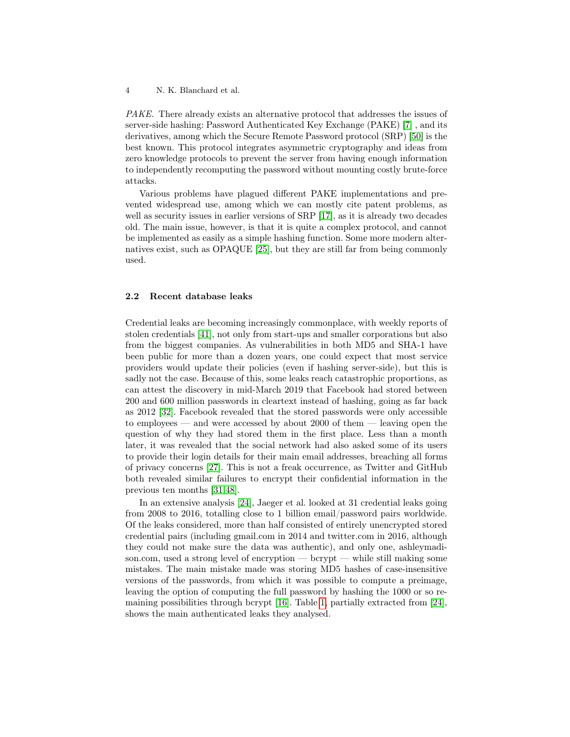*PAKE.* There already exists an alternative protocol that addresses the issues of server-side hashing: Password Authenticated Key Exchange (PAKE) [7] , and its derivatives, among which the Secure Remote Password protocol (SRP) [50] is the best known. This protocol integrates asymmetric cryptography and ideas from zero knowledge protocols to prevent the server from having enough information to independently recomputing the password without mounting costly brute-force attacks.

Various problems have plagued different PAKE implementations and prevented widespread use, among which we can mostly cite patent problems, as well as security issues in earlier versions of SRP [17], as it is already two decades old. The main issue, however, is that it is quite a complex protocol, and cannot be implemented as easily as a simple hashing function. Some more modern alternatives exist, such as OPAQUE [25], but they are still far from being commonly used.

### 2.2 Recent database leaks

Credential leaks are becoming increasingly commonplace, with weekly reports of stolen credentials [41], not only from start-ups and smaller corporations but also from the biggest companies. As vulnerabilities in both MD5 and SHA-1 have been public for more than a dozen years, one could expect that most service providers would update their policies (even if hashing server-side), but this is sadly not the case. Because of this, some leaks reach catastrophic proportions, as can attest the discovery in mid-March 2019 that Facebook had stored between 200 and 600 million passwords in cleartext instead of hashing, going as far back as 2012 [32]. Facebook revealed that the stored passwords were only accessible to employees — and were accessed by about 2000 of them — leaving open the question of why they had stored them in the first place. Less than a month later, it was revealed that the social network had also asked some of its users to provide their login details for their main email addresses, breaching all forms of privacy concerns [27]. This is not a freak occurrence, as Twitter and GitHub both revealed similar failures to encrypt their confidential information in the previous ten months [31,48].

In an extensive analysis [24], Jaeger et al. looked at 31 credential leaks going from 2008 to 2016, totalling close to 1 billion email/password pairs worldwide. Of the leaks considered, more than half consisted of entirely unencrypted stored credential pairs (including gmail.com in 2014 and twitter.com in 2016, although they could not make sure the data was authentic), and only one, ashleymadison.com, used a strong level of encryption — bcrypt — while still making some mistakes. The main mistake made was storing MD5 hashes of case-insensitive versions of the passwords, from which it was possible to compute a preimage, leaving the option of computing the full password by hashing the 1000 or so remaining possibilities through bcrypt [16]. Table 1, partially extracted from [24], shows the main authenticated leaks they analysed.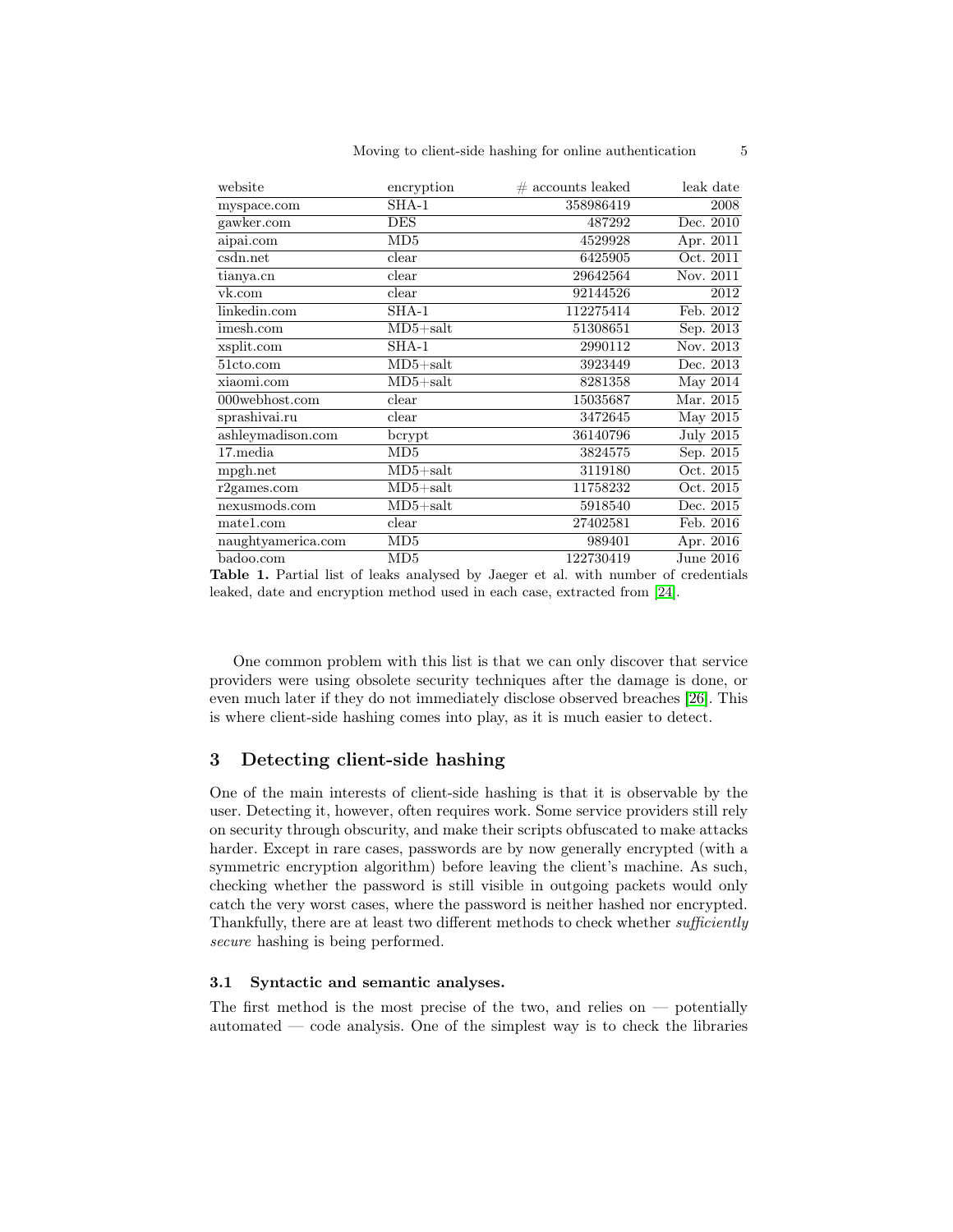| website | encryption | # accounts leaked | leak date |
|---|---|---|---|
| myspace.com | SHA-1 | 358986419 | 2008 |
| gawker.com | DES | 487292 | Dec. 2010 |
| aipai.com | MD5 | 4529928 | Apr. 2011 |
| csdn.net | clear | 6425905 | Oct. 2011 |
| tianya.cn | clear | 29642564 | Nov. 2011 |
| vk.com | clear | 92144526 | 2012 |
| linkedin.com | SHA-1 | 112275414 | Feb. 2012 |
| imesh.com | MD5+salt | 51308651 | Sep. 2013 |
| xsplit.com | SHA-1 | 2990112 | Nov. 2013 |
| 51cto.com | MD5+salt | 3923449 | Dec. 2013 |
| xiaomi.com | MD5+salt | 8281358 | May 2014 |
| 000webhost.com | clear | 15035687 | Mar. 2015 |
| sprashivai.ru | clear | 3472645 | May 2015 |
| ashleymadison.com | bcrypt | 36140796 | July 2015 |
| 17.media | MD5 | 3824575 | Sep. 2015 |
| mpgh.net | MD5+salt | 3119180 | Oct. 2015 |
| r2games.com | MD5+salt | 11758232 | Oct. 2015 |
| nexusmods.com | MD5+salt | 5918540 | Dec. 2015 |
| mate1.com | clear | 27402581 | Feb. 2016 |
| naughtyamerica.com | MD5 | 989401 | Apr. 2016 |
| badoo.com | MD5 | 122730419 | June 2016 |

**Table 1.** Partial list of leaks analysed by Jaeger et al. with number of credentials leaked, date and encryption method used in each case, extracted from [24].

One common problem with this list is that we can only discover that service providers were using obsolete security techniques after the damage is done, or even much later if they do not immediately disclose observed breaches [26]. This is where client-side hashing comes into play, as it is much easier to detect.

## 3 Detecting client-side hashing

One of the main interests of client-side hashing is that it is observable by the user. Detecting it, however, often requires work. Some service providers still rely on security through obscurity, and make their scripts obfuscated to make attacks harder. Except in rare cases, passwords are by now generally encrypted (with a symmetric encryption algorithm) before leaving the client's machine. As such, checking whether the password is still visible in outgoing packets would only catch the very worst cases, where the password is neither hashed nor encrypted. Thankfully, there are at least two different methods to check whether *sufficiently secure* hashing is being performed.

### 3.1 Syntactic and semantic analyses.

The first method is the most precise of the two, and relies on — potentially automated — code analysis. One of the simplest way is to check the libraries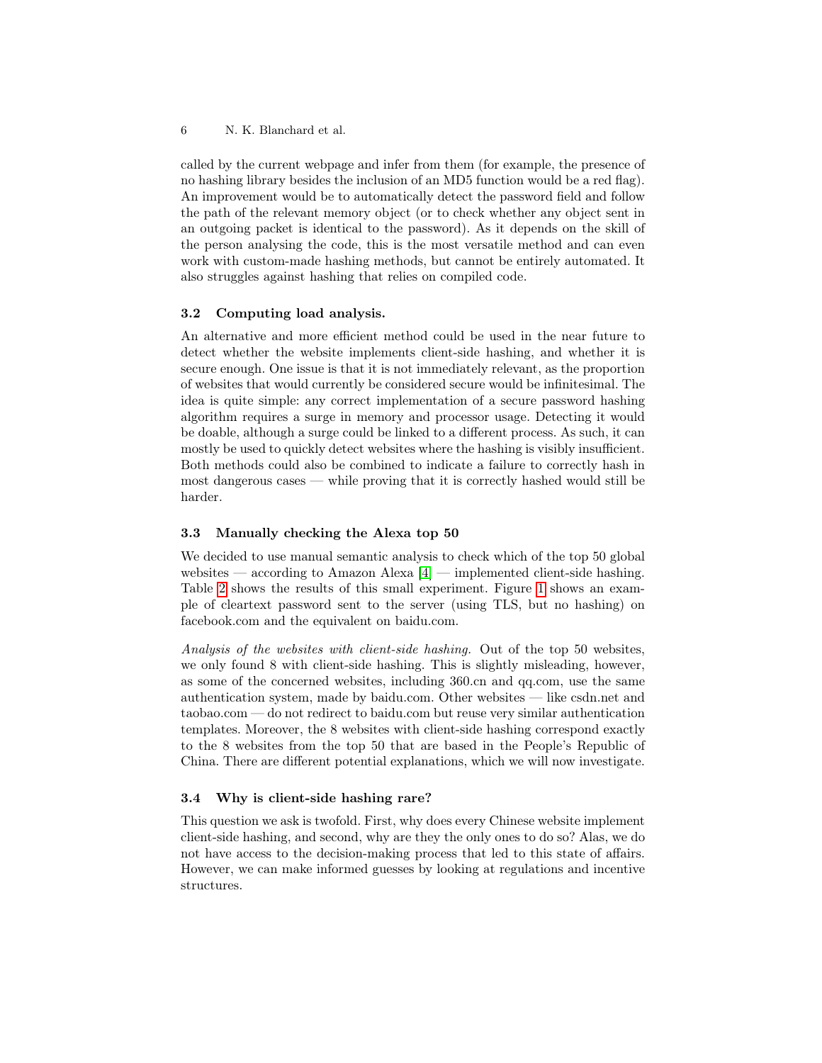called by the current webpage and infer from them (for example, the presence of no hashing library besides the inclusion of an MD5 function would be a red flag). An improvement would be to automatically detect the password field and follow the path of the relevant memory object (or to check whether any object sent in an outgoing packet is identical to the password). As it depends on the skill of the person analysing the code, this is the most versatile method and can even work with custom-made hashing methods, but cannot be entirely automated. It also struggles against hashing that relies on compiled code.

### 3.2 Computing load analysis.

An alternative and more efficient method could be used in the near future to detect whether the website implements client-side hashing, and whether it is secure enough. One issue is that it is not immediately relevant, as the proportion of websites that would currently be considered secure would be infinitesimal. The idea is quite simple: any correct implementation of a secure password hashing algorithm requires a surge in memory and processor usage. Detecting it would be doable, although a surge could be linked to a different process. As such, it can mostly be used to quickly detect websites where the hashing is visibly insufficient. Both methods could also be combined to indicate a failure to correctly hash in most dangerous cases — while proving that it is correctly hashed would still be harder.

### 3.3 Manually checking the Alexa top 50

We decided to use manual semantic analysis to check which of the top 50 global websites — according to Amazon Alexa [4] — implemented client-side hashing. Table 2 shows the results of this small experiment. Figure 1 shows an example of cleartext password sent to the server (using TLS, but no hashing) on facebook.com and the equivalent on baidu.com.

*Analysis of the websites with client-side hashing.* Out of the top 50 websites, we only found 8 with client-side hashing. This is slightly misleading, however, as some of the concerned websites, including 360.cn and qq.com, use the same authentication system, made by baidu.com. Other websites — like csdn.net and taobao.com — do not redirect to baidu.com but reuse very similar authentication templates. Moreover, the 8 websites with client-side hashing correspond exactly to the 8 websites from the top 50 that are based in the People's Republic of China. There are different potential explanations, which we will now investigate.

### 3.4 Why is client-side hashing rare?

This question we ask is twofold. First, why does every Chinese website implement client-side hashing, and second, why are they the only ones to do so? Alas, we do not have access to the decision-making process that led to this state of affairs. However, we can make informed guesses by looking at regulations and incentive structures.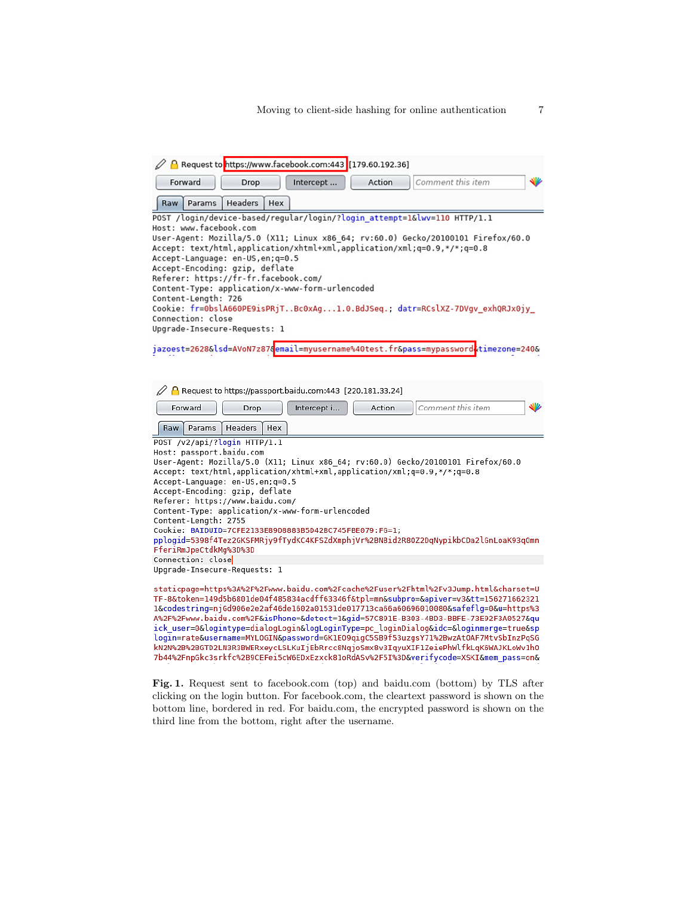Request to https://www.facebook.com:443 [179.60.192.36]

Forward | Drop | Intercept ... | Action | Comment this item

Raw | Params | Headers | Hex

```
POST /login/device-based/regular/login/?login_attempt=1&lwv=110 HTTP/1.1
Host: www.facebook.com
User-Agent: Mozilla/5.0 (X11; Linux x86_64; rv:60.0) Gecko/20100101 Firefox/60.0
Accept: text/html,application/xhtml+xml,application/xml;q=0.9,*/*;q=0.8
Accept-Language: en-US,en;q=0.5
Accept-Encoding: gzip, deflate
Referer: https://fr-fr.facebook.com/
Content-Type: application/x-www-form-urlencoded
Content-Length: 726
Cookie: fr=0bslA660PE9isPRjT..Bc0xAg...1.0.BdJSeq.; datr=RCslXZ-7DVgv_exhQRJx0jy_
Connection: close
Upgrade-Insecure-Requests: 1

jazoest=2628&lsd=AVoN7z87&email=myusername%40test.fr&pass=mypassword&timezone=240&
```

Request to https://passport.baidu.com:443 [220.181.33.24]

Forward | Drop | Intercept i... | Action | Comment this item

Raw | Params | Headers | Hex

```
POST /v2/api/?login HTTP/1.1
Host: passport.baidu.com
User-Agent: Mozilla/5.0 (X11; Linux x86_64; rv:60.0) Gecko/20100101 Firefox/60.0
Accept: text/html,application/xhtml+xml,application/xml;q=0.9,*/*;q=0.8
Accept-Language: en-US,en;q=0.5
Accept-Encoding: gzip, deflate
Referer: https://www.baidu.com/
Content-Type: application/x-www-form-urlencoded
Content-Length: 2755
Cookie: BAIDUID=7CFE2133E89D8883B5D42BC745FBE079:FG=1;
pplogid=5398f4Tez2GKSFMRjy9fTydKC4KFSZdXmphjVr%2BN8id2R80Z2DqNypikbCDa2lGnLoaK93qOmn
FferiRmJpeCtdkMg%3D%3D
Connection: close
Upgrade-Insecure-Requests: 1

staticpage=https%3A%2F%2Fwww.baidu.com%2Fcache%2Fuser%2Fhtml%2Fv3Jump.html&charset=U
TF-8&token=149d5b6801de04f485834acdff63346f&tpl=mn&subpro=&apiver=v3&tt=156271662321
1&codestring=njGd906e2e2af46de1802a01531de017713ca66a60696010080&safeflg=0&u=https%3
A%2F%2Fwww.baidu.com%2F&isPhone=&detect=1&gid=57C891E-B303-4BD3-BBFE-73E92F3A0527&qu
ick_user=0&logintype=dialogLogin&logLoginType=pc_loginDialog&idc=&loginmerge=true&sp
login=rate&username=MYLOGIN&password=GK1EO9qigC5SB9f53uzgsY71%2BwzAtOAF7MtvSbInzPqSG
kN2N%2B%2BGTD2LN3R3BWERxeycLSLKuIjEbRrcc8NqjoSmx8v3IqyuXIF1ZeiePhWlfkLqK6WAJKLoWv1hO
7b44%2FnpGkc3srkfc%2B9CEFei5cW6EDxEzxck81oRdASv%2F5I%3D&verifycode=XSKI&mem_pass=on&
```

**Fig. 1.** Request sent to facebook.com (top) and baidu.com (bottom) by TLS after clicking on the login button. For facebook.com, the cleartext password is shown on the bottom line, bordered in red. For baidu.com, the encrypted password is shown on the third line from the bottom, right after the username.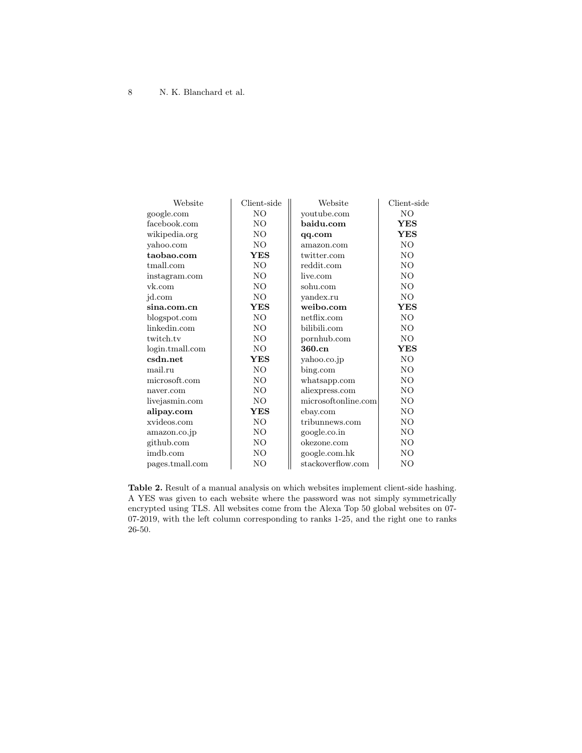| Website | Client-side | Website | Client-side |
|---|---|---|---|
| google.com | NO | youtube.com | NO |
| facebook.com | NO | **baidu.com** | **YES** |
| wikipedia.org | NO | **qq.com** | **YES** |
| yahoo.com | NO | amazon.com | NO |
| **taobao.com** | **YES** | twitter.com | NO |
| tmall.com | NO | reddit.com | NO |
| instagram.com | NO | live.com | NO |
| vk.com | NO | sohu.com | NO |
| jd.com | NO | yandex.ru | NO |
| **sina.com.cn** | **YES** | **weibo.com** | **YES** |
| blogspot.com | NO | netflix.com | NO |
| linkedin.com | NO | bilibili.com | NO |
| twitch.tv | NO | pornhub.com | NO |
| login.tmall.com | NO | **360.cn** | **YES** |
| **csdn.net** | **YES** | yahoo.co.jp | NO |
| mail.ru | NO | bing.com | NO |
| microsoft.com | NO | whatsapp.com | NO |
| naver.com | NO | aliexpress.com | NO |
| livejasmin.com | NO | microsoftonline.com | NO |
| **alipay.com** | **YES** | ebay.com | NO |
| xvideos.com | NO | tribunnews.com | NO |
| amazon.co.jp | NO | google.co.in | NO |
| github.com | NO | okezone.com | NO |
| imdb.com | NO | google.com.hk | NO |
| pages.tmall.com | NO | stackoverflow.com | NO |

**Table 2.** Result of a manual analysis on which websites implement client-side hashing. A YES was given to each website where the password was not simply symmetrically encrypted using TLS. All websites come from the Alexa Top 50 global websites on 07-07-2019, with the left column corresponding to ranks 1-25, and the right one to ranks 26-50.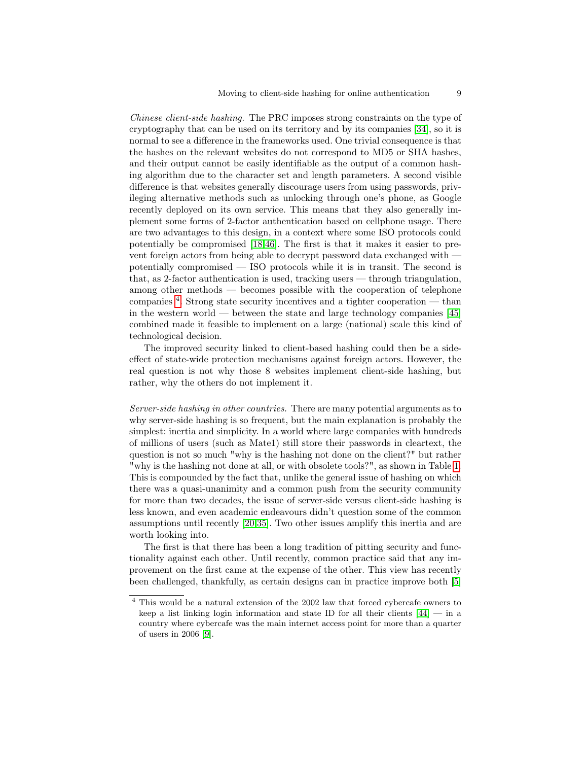*Chinese client-side hashing.* The PRC imposes strong constraints on the type of cryptography that can be used on its territory and by its companies [34], so it is normal to see a difference in the frameworks used. One trivial consequence is that the hashes on the relevant websites do not correspond to MD5 or SHA hashes, and their output cannot be easily identifiable as the output of a common hashing algorithm due to the character set and length parameters. A second visible difference is that websites generally discourage users from using passwords, privileging alternative methods such as unlocking through one's phone, as Google recently deployed on its own service. This means that they also generally implement some forms of 2-factor authentication based on cellphone usage. There are two advantages to this design, in a context where some ISO protocols could potentially be compromised [18,46]. The first is that it makes it easier to prevent foreign actors from being able to decrypt password data exchanged with — potentially compromised — ISO protocols while it is in transit. The second is that, as 2-factor authentication is used, tracking users — through triangulation, among other methods — becomes possible with the cooperation of telephone companies [4]. Strong state security incentives and a tighter cooperation — than in the western world — between the state and large technology companies [45] combined made it feasible to implement on a large (national) scale this kind of technological decision.

The improved security linked to client-based hashing could then be a side-effect of state-wide protection mechanisms against foreign actors. However, the real question is not why those 8 websites implement client-side hashing, but rather, why the others do not implement it.

*Server-side hashing in other countries.* There are many potential arguments as to why server-side hashing is so frequent, but the main explanation is probably the simplest: inertia and simplicity. In a world where large companies with hundreds of millions of users (such as Mate1) still store their passwords in cleartext, the question is not so much "why is the hashing not done on the client?" but rather "why is the hashing not done at all, or with obsolete tools?", as shown in Table 1. This is compounded by the fact that, unlike the general issue of hashing on which there was a quasi-unanimity and a common push from the security community for more than two decades, the issue of server-side versus client-side hashing is less known, and even academic endeavours didn't question some of the common assumptions until recently [20,35]. Two other issues amplify this inertia and are worth looking into.

The first is that there has been a long tradition of pitting security and functionality against each other. Until recently, common practice said that any improvement on the first came at the expense of the other. This view has recently been challenged, thankfully, as certain designs can in practice improve both [5]

[4] This would be a natural extension of the 2002 law that forced cybercafe owners to keep a list linking login information and state ID for all their clients [44] — in a country where cybercafe was the main internet access point for more than a quarter of users in 2006 [9].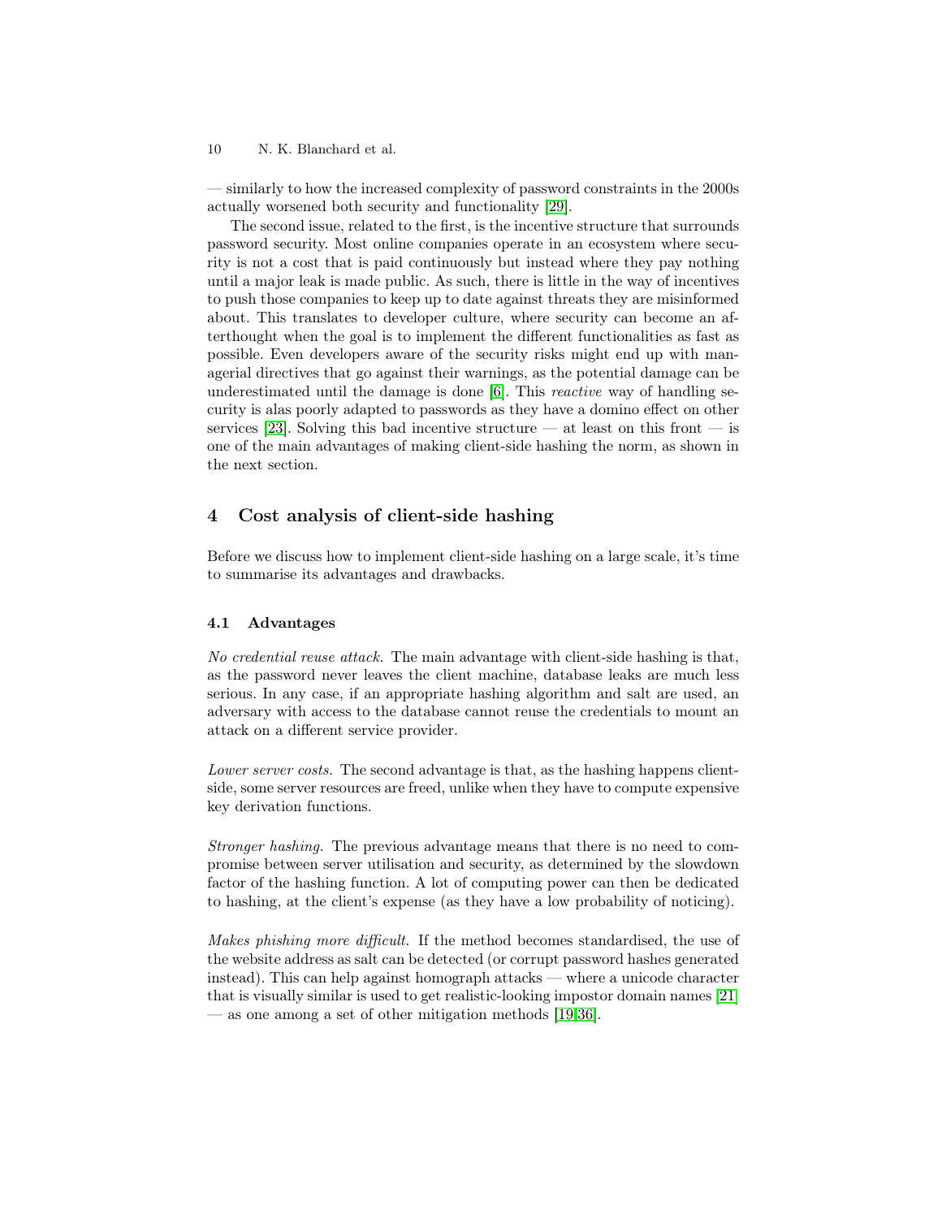— similarly to how the increased complexity of password constraints in the 2000s actually worsened both security and functionality [29].

The second issue, related to the first, is the incentive structure that surrounds password security. Most online companies operate in an ecosystem where security is not a cost that is paid continuously but instead where they pay nothing until a major leak is made public. As such, there is little in the way of incentives to push those companies to keep up to date against threats they are misinformed about. This translates to developer culture, where security can become an afterthought when the goal is to implement the different functionalities as fast as possible. Even developers aware of the security risks might end up with managerial directives that go against their warnings, as the potential damage can be underestimated until the damage is done [6]. This *reactive* way of handling security is alas poorly adapted to passwords as they have a domino effect on other services [23]. Solving this bad incentive structure — at least on this front — is one of the main advantages of making client-side hashing the norm, as shown in the next section.

## 4 Cost analysis of client-side hashing

Before we discuss how to implement client-side hashing on a large scale, it's time to summarise its advantages and drawbacks.

### 4.1 Advantages

*No credential reuse attack.* The main advantage with client-side hashing is that, as the password never leaves the client machine, database leaks are much less serious. In any case, if an appropriate hashing algorithm and salt are used, an adversary with access to the database cannot reuse the credentials to mount an attack on a different service provider.

*Lower server costs.* The second advantage is that, as the hashing happens client-side, some server resources are freed, unlike when they have to compute expensive key derivation functions.

*Stronger hashing.* The previous advantage means that there is no need to compromise between server utilisation and security, as determined by the slowdown factor of the hashing function. A lot of computing power can then be dedicated to hashing, at the client's expense (as they have a low probability of noticing).

*Makes phishing more difficult.* If the method becomes standardised, the use of the website address as salt can be detected (or corrupt password hashes generated instead). This can help against homograph attacks — where a unicode character that is visually similar is used to get realistic-looking impostor domain names [21] — as one among a set of other mitigation methods [19,36].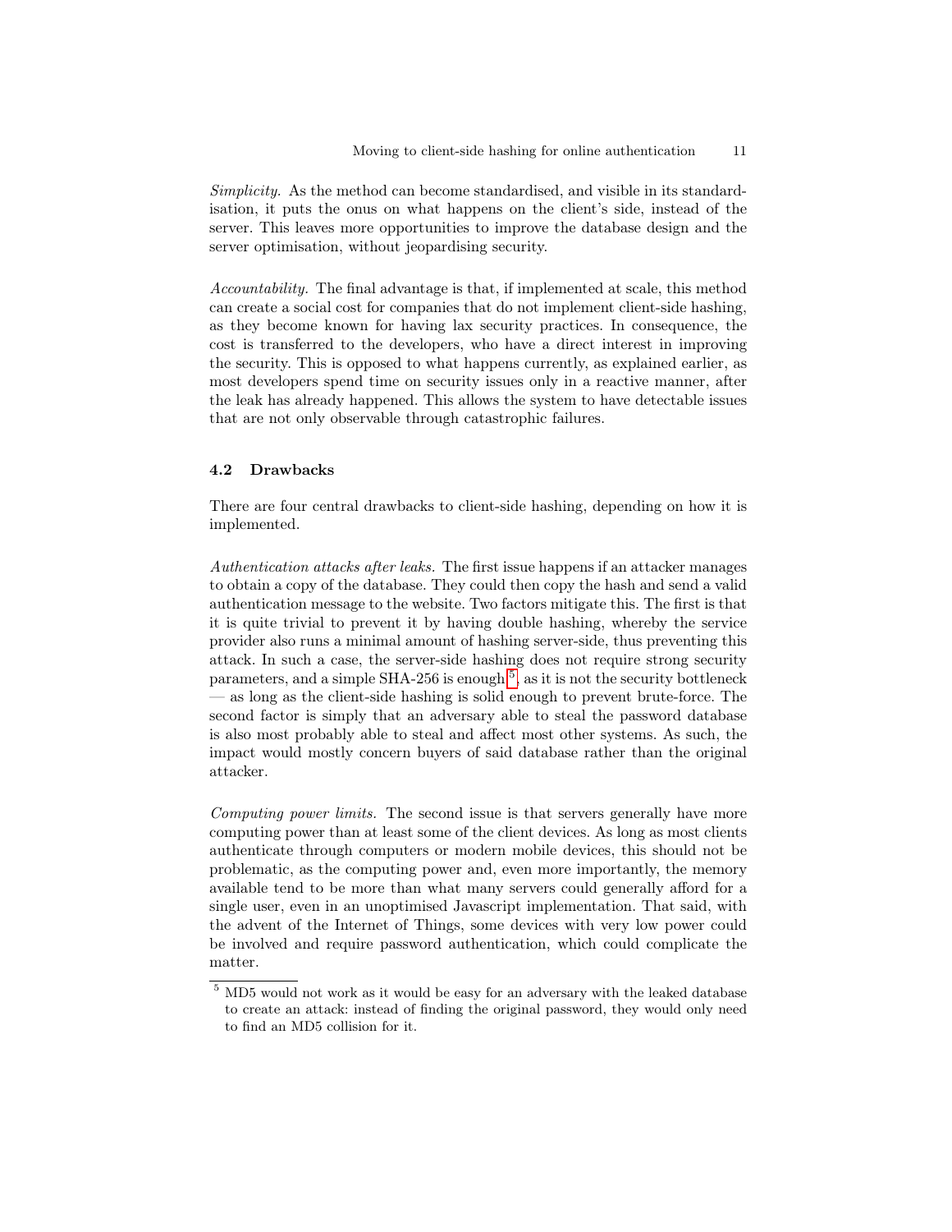*Simplicity.* As the method can become standardised, and visible in its standardisation, it puts the onus on what happens on the client's side, instead of the server. This leaves more opportunities to improve the database design and the server optimisation, without jeopardising security.

*Accountability.* The final advantage is that, if implemented at scale, this method can create a social cost for companies that do not implement client-side hashing, as they become known for having lax security practices. In consequence, the cost is transferred to the developers, who have a direct interest in improving the security. This is opposed to what happens currently, as explained earlier, as most developers spend time on security issues only in a reactive manner, after the leak has already happened. This allows the system to have detectable issues that are not only observable through catastrophic failures.

### 4.2 Drawbacks

There are four central drawbacks to client-side hashing, depending on how it is implemented.

*Authentication attacks after leaks.* The first issue happens if an attacker manages to obtain a copy of the database. They could then copy the hash and send a valid authentication message to the website. Two factors mitigate this. The first is that it is quite trivial to prevent it by having double hashing, whereby the service provider also runs a minimal amount of hashing server-side, thus preventing this attack. In such a case, the server-side hashing does not require strong security parameters, and a simple SHA-256 is enough[5], as it is not the security bottleneck — as long as the client-side hashing is solid enough to prevent brute-force. The second factor is simply that an adversary able to steal the password database is also most probably able to steal and affect most other systems. As such, the impact would mostly concern buyers of said database rather than the original attacker.

*Computing power limits.* The second issue is that servers generally have more computing power than at least some of the client devices. As long as most clients authenticate through computers or modern mobile devices, this should not be problematic, as the computing power and, even more importantly, the memory available tend to be more than what many servers could generally afford for a single user, even in an unoptimised Javascript implementation. That said, with the advent of the Internet of Things, some devices with very low power could be involved and require password authentication, which could complicate the matter.

[5] MD5 would not work as it would be easy for an adversary with the leaked database to create an attack: instead of finding the original password, they would only need to find an MD5 collision for it.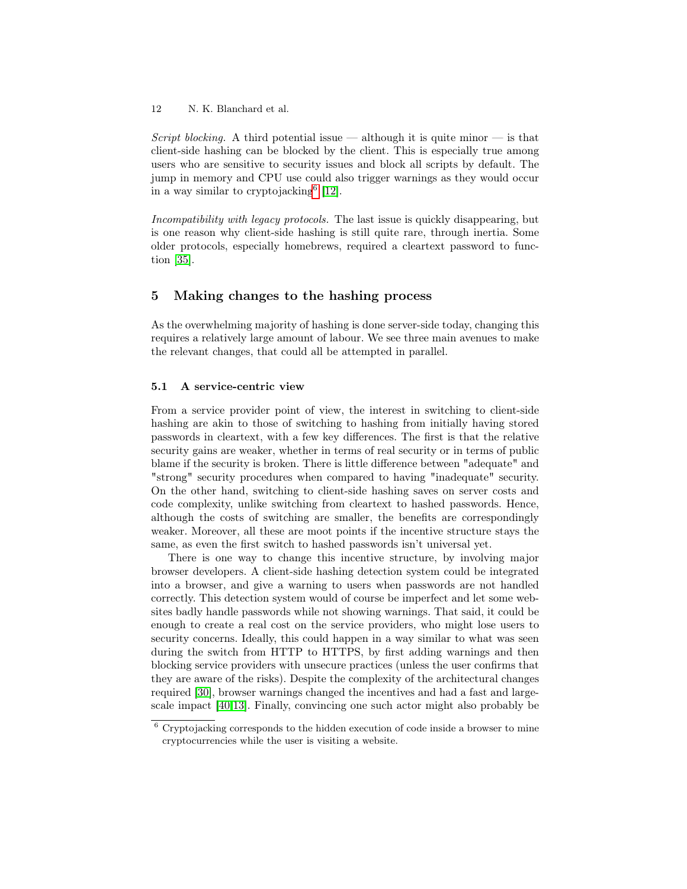*Script blocking.* A third potential issue — although it is quite minor — is that client-side hashing can be blocked by the client. This is especially true among users who are sensitive to security issues and block all scripts by default. The jump in memory and CPU use could also trigger warnings as they would occur in a way similar to cryptojacking[6] [12].

*Incompatibility with legacy protocols.* The last issue is quickly disappearing, but is one reason why client-side hashing is still quite rare, through inertia. Some older protocols, especially homebrews, required a cleartext password to function [35].

## 5 Making changes to the hashing process

As the overwhelming majority of hashing is done server-side today, changing this requires a relatively large amount of labour. We see three main avenues to make the relevant changes, that could all be attempted in parallel.

### 5.1 A service-centric view

From a service provider point of view, the interest in switching to client-side hashing are akin to those of switching to hashing from initially having stored passwords in cleartext, with a few key differences. The first is that the relative security gains are weaker, whether in terms of real security or in terms of public blame if the security is broken. There is little difference between "adequate" and "strong" security procedures when compared to having "inadequate" security. On the other hand, switching to client-side hashing saves on server costs and code complexity, unlike switching from cleartext to hashed passwords. Hence, although the costs of switching are smaller, the benefits are correspondingly weaker. Moreover, all these are moot points if the incentive structure stays the same, as even the first switch to hashed passwords isn't universal yet.

There is one way to change this incentive structure, by involving major browser developers. A client-side hashing detection system could be integrated into a browser, and give a warning to users when passwords are not handled correctly. This detection system would of course be imperfect and let some websites badly handle passwords while not showing warnings. That said, it could be enough to create a real cost on the service providers, who might lose users to security concerns. Ideally, this could happen in a way similar to what was seen during the switch from HTTP to HTTPS, by first adding warnings and then blocking service providers with unsecure practices (unless the user confirms that they are aware of the risks). Despite the complexity of the architectural changes required [30], browser warnings changed the incentives and had a fast and large-scale impact [40,13]. Finally, convincing one such actor might also probably be

[6] Cryptojacking corresponds to the hidden execution of code inside a browser to mine cryptocurrencies while the user is visiting a website.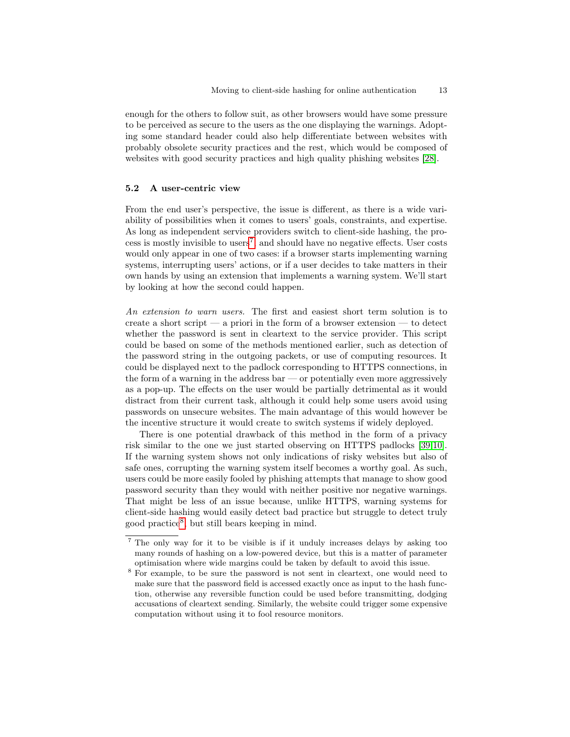enough for the others to follow suit, as other browsers would have some pressure to be perceived as secure to the users as the one displaying the warnings. Adopting some standard header could also help differentiate between websites with probably obsolete security practices and the rest, which would be composed of websites with good security practices and high quality phishing websites [28].

### 5.2 A user-centric view

From the end user's perspective, the issue is different, as there is a wide variability of possibilities when it comes to users' goals, constraints, and expertise. As long as independent service providers switch to client-side hashing, the process is mostly invisible to users[7], and should have no negative effects. User costs would only appear in one of two cases: if a browser starts implementing warning systems, interrupting users' actions, or if a user decides to take matters in their own hands by using an extension that implements a warning system. We'll start by looking at how the second could happen.

*An extension to warn users.* The first and easiest short term solution is to create a short script — a priori in the form of a browser extension — to detect whether the password is sent in cleartext to the service provider. This script could be based on some of the methods mentioned earlier, such as detection of the password string in the outgoing packets, or use of computing resources. It could be displayed next to the padlock corresponding to HTTPS connections, in the form of a warning in the address bar — or potentially even more aggressively as a pop-up. The effects on the user would be partially detrimental as it would distract from their current task, although it could help some users avoid using passwords on unsecure websites. The main advantage of this would however be the incentive structure it would create to switch systems if widely deployed.

There is one potential drawback of this method in the form of a privacy risk similar to the one we just started observing on HTTPS padlocks [39,10]. If the warning system shows not only indications of risky websites but also of safe ones, corrupting the warning system itself becomes a worthy goal. As such, users could be more easily fooled by phishing attempts that manage to show good password security than they would with neither positive nor negative warnings. That might be less of an issue because, unlike HTTPS, warning systems for client-side hashing would easily detect bad practice but struggle to detect truly good practice[8], but still bears keeping in mind.

---

[7] The only way for it to be visible is if it unduly increases delays by asking too many rounds of hashing on a low-powered device, but this is a matter of parameter optimisation where wide margins could be taken by default to avoid this issue.

[8] For example, to be sure the password is not sent in cleartext, one would need to make sure that the password field is accessed exactly once as input to the hash function, otherwise any reversible function could be used before transmitting, dodging accusations of cleartext sending. Similarly, the website could trigger some expensive computation without using it to fool resource monitors.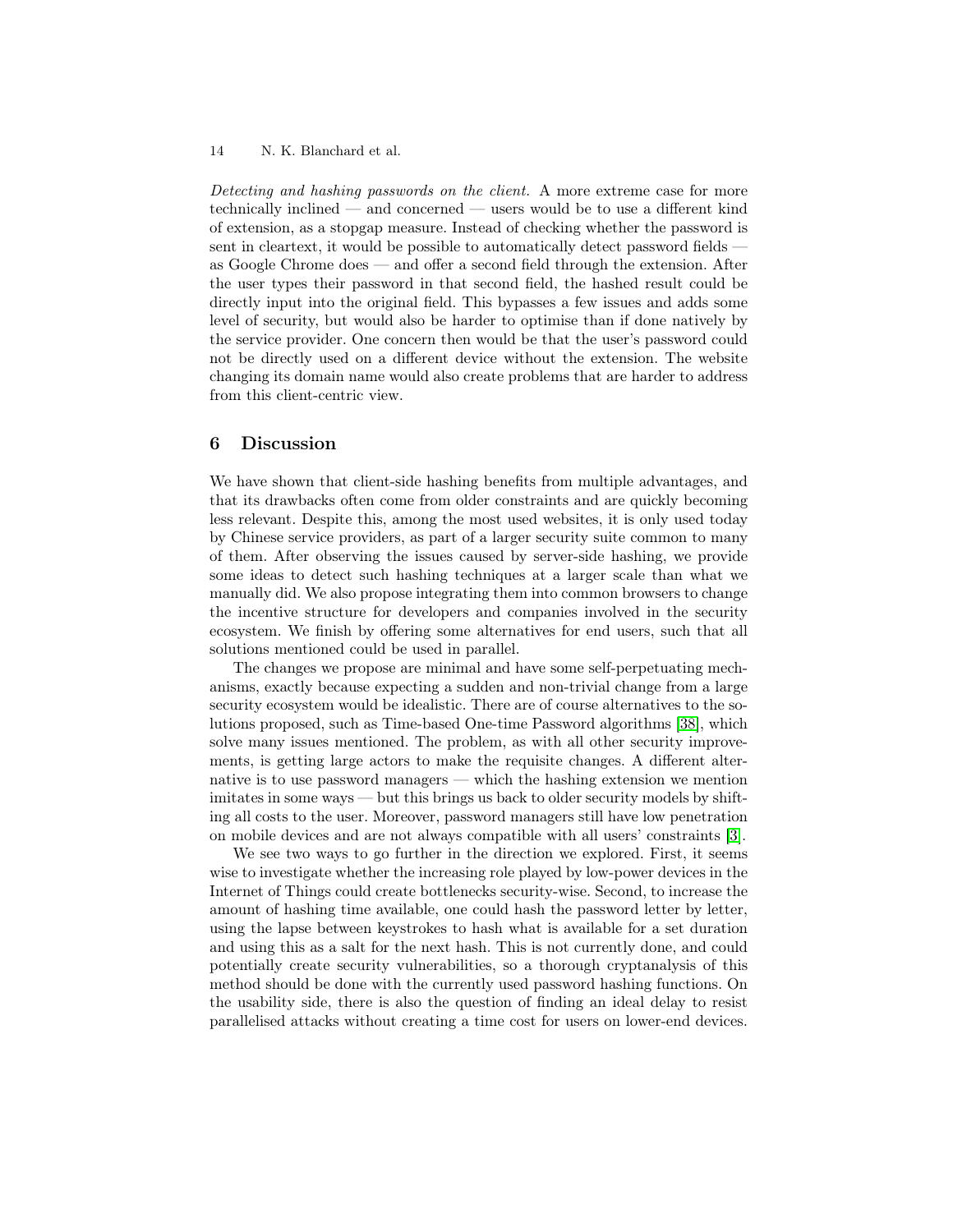*Detecting and hashing passwords on the client.* A more extreme case for more technically inclined — and concerned — users would be to use a different kind of extension, as a stopgap measure. Instead of checking whether the password is sent in cleartext, it would be possible to automatically detect password fields — as Google Chrome does — and offer a second field through the extension. After the user types their password in that second field, the hashed result could be directly input into the original field. This bypasses a few issues and adds some level of security, but would also be harder to optimise than if done natively by the service provider. One concern then would be that the user's password could not be directly used on a different device without the extension. The website changing its domain name would also create problems that are harder to address from this client-centric view.

## 6 Discussion

We have shown that client-side hashing benefits from multiple advantages, and that its drawbacks often come from older constraints and are quickly becoming less relevant. Despite this, among the most used websites, it is only used today by Chinese service providers, as part of a larger security suite common to many of them. After observing the issues caused by server-side hashing, we provide some ideas to detect such hashing techniques at a larger scale than what we manually did. We also propose integrating them into common browsers to change the incentive structure for developers and companies involved in the security ecosystem. We finish by offering some alternatives for end users, such that all solutions mentioned could be used in parallel.

The changes we propose are minimal and have some self-perpetuating mechanisms, exactly because expecting a sudden and non-trivial change from a large security ecosystem would be idealistic. There are of course alternatives to the solutions proposed, such as Time-based One-time Password algorithms [38], which solve many issues mentioned. The problem, as with all other security improvements, is getting large actors to make the requisite changes. A different alternative is to use password managers — which the hashing extension we mention imitates in some ways — but this brings us back to older security models by shifting all costs to the user. Moreover, password managers still have low penetration on mobile devices and are not always compatible with all users' constraints [3].

We see two ways to go further in the direction we explored. First, it seems wise to investigate whether the increasing role played by low-power devices in the Internet of Things could create bottlenecks security-wise. Second, to increase the amount of hashing time available, one could hash the password letter by letter, using the lapse between keystrokes to hash what is available for a set duration and using this as a salt for the next hash. This is not currently done, and could potentially create security vulnerabilities, so a thorough cryptanalysis of this method should be done with the currently used password hashing functions. On the usability side, there is also the question of finding an ideal delay to resist parallelised attacks without creating a time cost for users on lower-end devices.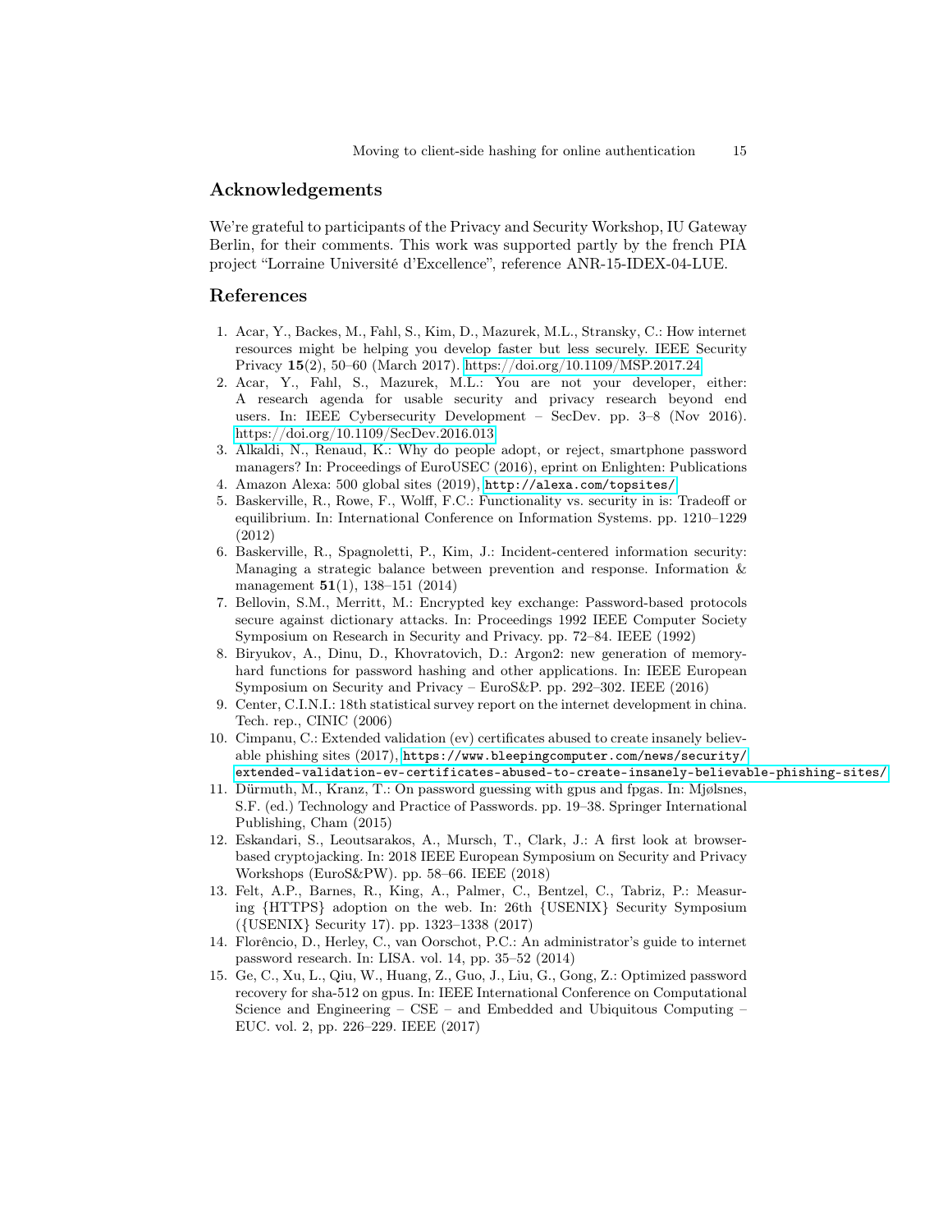## Acknowledgements

We're grateful to participants of the Privacy and Security Workshop, IU Gateway Berlin, for their comments. This work was supported partly by the french PIA project "Lorraine Université d'Excellence", reference ANR-15-IDEX-04-LUE.

## References

1. Acar, Y., Backes, M., Fahl, S., Kim, D., Mazurek, M.L., Stransky, C.: How internet resources might be helping you develop faster but less securely. IEEE Security Privacy **15**(2), 50–60 (March 2017). https://doi.org/10.1109/MSP.2017.24
2. Acar, Y., Fahl, S., Mazurek, M.L.: You are not your developer, either: A research agenda for usable security and privacy research beyond end users. In: IEEE Cybersecurity Development – SecDev. pp. 3–8 (Nov 2016). https://doi.org/10.1109/SecDev.2016.013
3. Alkaldi, N., Renaud, K.: Why do people adopt, or reject, smartphone password managers? In: Proceedings of EuroUSEC (2016), eprint on Enlighten: Publications
4. Amazon Alexa: 500 global sites (2019), `http://alexa.com/topsites/`
5. Baskerville, R., Rowe, F., Wolff, F.C.: Functionality vs. security in is: Tradeoff or equilibrium. In: International Conference on Information Systems. pp. 1210–1229 (2012)
6. Baskerville, R., Spagnoletti, P., Kim, J.: Incident-centered information security: Managing a strategic balance between prevention and response. Information & management **51**(1), 138–151 (2014)
7. Bellovin, S.M., Merritt, M.: Encrypted key exchange: Password-based protocols secure against dictionary attacks. In: Proceedings 1992 IEEE Computer Society Symposium on Research in Security and Privacy. pp. 72–84. IEEE (1992)
8. Biryukov, A., Dinu, D., Khovratovich, D.: Argon2: new generation of memory-hard functions for password hashing and other applications. In: IEEE European Symposium on Security and Privacy – EuroS&P. pp. 292–302. IEEE (2016)
9. Center, C.I.N.I.: 18th statistical survey report on the internet development in china. Tech. rep., CINIC (2006)
10. Cimpanu, C.: Extended validation (ev) certificates abused to create insanely believable phishing sites (2017), `https://www.bleepingcomputer.com/news/security/extended-validation-ev-certificates-abused-to-create-insanely-believable-phishing-sites/`
11. Dürmuth, M., Kranz, T.: On password guessing with gpus and fpgas. In: Mjølsnes, S.F. (ed.) Technology and Practice of Passwords. pp. 19–38. Springer International Publishing, Cham (2015)
12. Eskandari, S., Leoutsarakos, A., Mursch, T., Clark, J.: A first look at browser-based cryptojacking. In: 2018 IEEE European Symposium on Security and Privacy Workshops (EuroS&PW). pp. 58–66. IEEE (2018)
13. Felt, A.P., Barnes, R., King, A., Palmer, C., Bentzel, C., Tabriz, P.: Measuring {HTTPS} adoption on the web. In: 26th {USENIX} Security Symposium ({USENIX} Security 17). pp. 1323–1338 (2017)
14. Florêncio, D., Herley, C., van Oorschot, P.C.: An administrator's guide to internet password research. In: LISA. vol. 14, pp. 35–52 (2014)
15. Ge, C., Xu, L., Qiu, W., Huang, Z., Guo, J., Liu, G., Gong, Z.: Optimized password recovery for sha-512 on gpus. In: IEEE International Conference on Computational Science and Engineering – CSE – and Embedded and Ubiquitous Computing – EUC. vol. 2, pp. 226–229. IEEE (2017)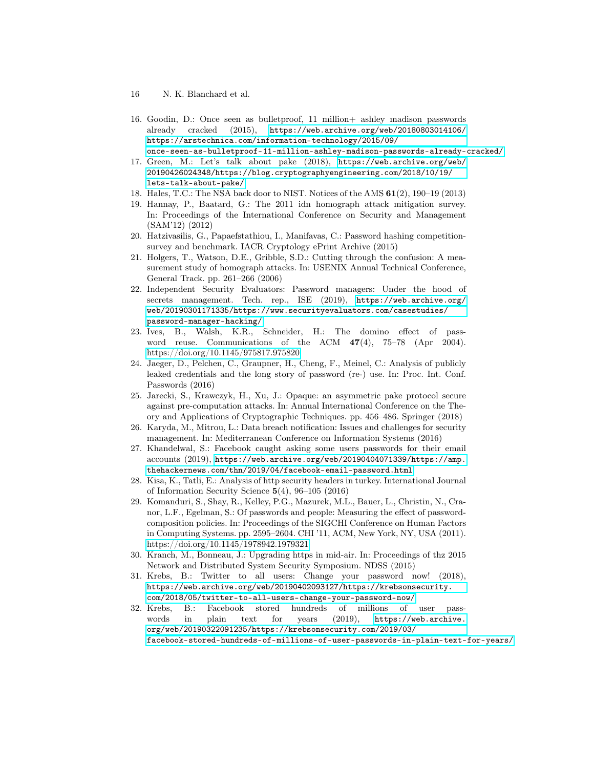16. Goodin, D.: Once seen as bulletproof, 11 million+ ashley madison passwords already cracked (2015), https://web.archive.org/web/20180803014106/https://arstechnica.com/information-technology/2015/09/once-seen-as-bulletproof-11-million-ashley-madison-passwords-already-cracked/
17. Green, M.: Let's talk about pake (2018), https://web.archive.org/web/20190426024348/https://blog.cryptographyengineering.com/2018/10/19/lets-talk-about-pake/
18. Hales, T.C.: The NSA back door to NIST. Notices of the AMS **61**(2), 190–19 (2013)
19. Hannay, P., Baatard, G.: The 2011 idn homograph attack mitigation survey. In: Proceedings of the International Conference on Security and Management (SAM'12) (2012)
20. Hatzivasilis, G., Papaefstathiou, I., Manifavas, C.: Password hashing competition-survey and benchmark. IACR Cryptology ePrint Archive (2015)
21. Holgers, T., Watson, D.E., Gribble, S.D.: Cutting through the confusion: A measurement study of homograph attacks. In: USENIX Annual Technical Conference, General Track. pp. 261–266 (2006)
22. Independent Security Evaluators: Password managers: Under the hood of secrets management. Tech. rep., ISE (2019), https://web.archive.org/web/20190301171335/https://www.securityevaluators.com/casestudies/password-manager-hacking/
23. Ives, B., Walsh, K.R., Schneider, H.: The domino effect of password reuse. Communications of the ACM **47**(4), 75–78 (Apr 2004). https://doi.org/10.1145/975817.975820
24. Jaeger, D., Pelchen, C., Graupner, H., Cheng, F., Meinel, C.: Analysis of publicly leaked credentials and the long story of password (re-) use. In: Proc. Int. Conf. Passwords (2016)
25. Jarecki, S., Krawczyk, H., Xu, J.: Opaque: an asymmetric pake protocol secure against pre-computation attacks. In: Annual International Conference on the Theory and Applications of Cryptographic Techniques. pp. 456–486. Springer (2018)
26. Karyda, M., Mitrou, L.: Data breach notification: Issues and challenges for security management. In: Mediterranean Conference on Information Systems (2016)
27. Khandelwal, S.: Facebook caught asking some users passwords for their email accounts (2019), https://web.archive.org/web/20190404071339/https://amp.thehackernews.com/thn/2019/04/facebook-email-password.html
28. Kisa, K., Tatli, E.: Analysis of http security headers in turkey. International Journal of Information Security Science **5**(4), 96–105 (2016)
29. Komanduri, S., Shay, R., Kelley, P.G., Mazurek, M.L., Bauer, L., Christin, N., Cranor, L.F., Egelman, S.: Of passwords and people: Measuring the effect of password-composition policies. In: Proceedings of the SIGCHI Conference on Human Factors in Computing Systems. pp. 2595–2604. CHI '11, ACM, New York, NY, USA (2011). https://doi.org/10.1145/1978942.1979321
30. Kranch, M., Bonneau, J.: Upgrading https in mid-air. In: Proceedings of thz 2015 Network and Distributed System Security Symposium. NDSS (2015)
31. Krebs, B.: Twitter to all users: Change your password now! (2018), https://web.archive.org/web/20190402093127/https://krebsonsecurity.com/2018/05/twitter-to-all-users-change-your-password-now/
32. Krebs, B.: Facebook stored hundreds of millions of user passwords in plain text for years (2019), https://web.archive.org/web/20190322091235/https://krebsonsecurity.com/2019/03/facebook-stored-hundreds-of-millions-of-user-passwords-in-plain-text-for-years/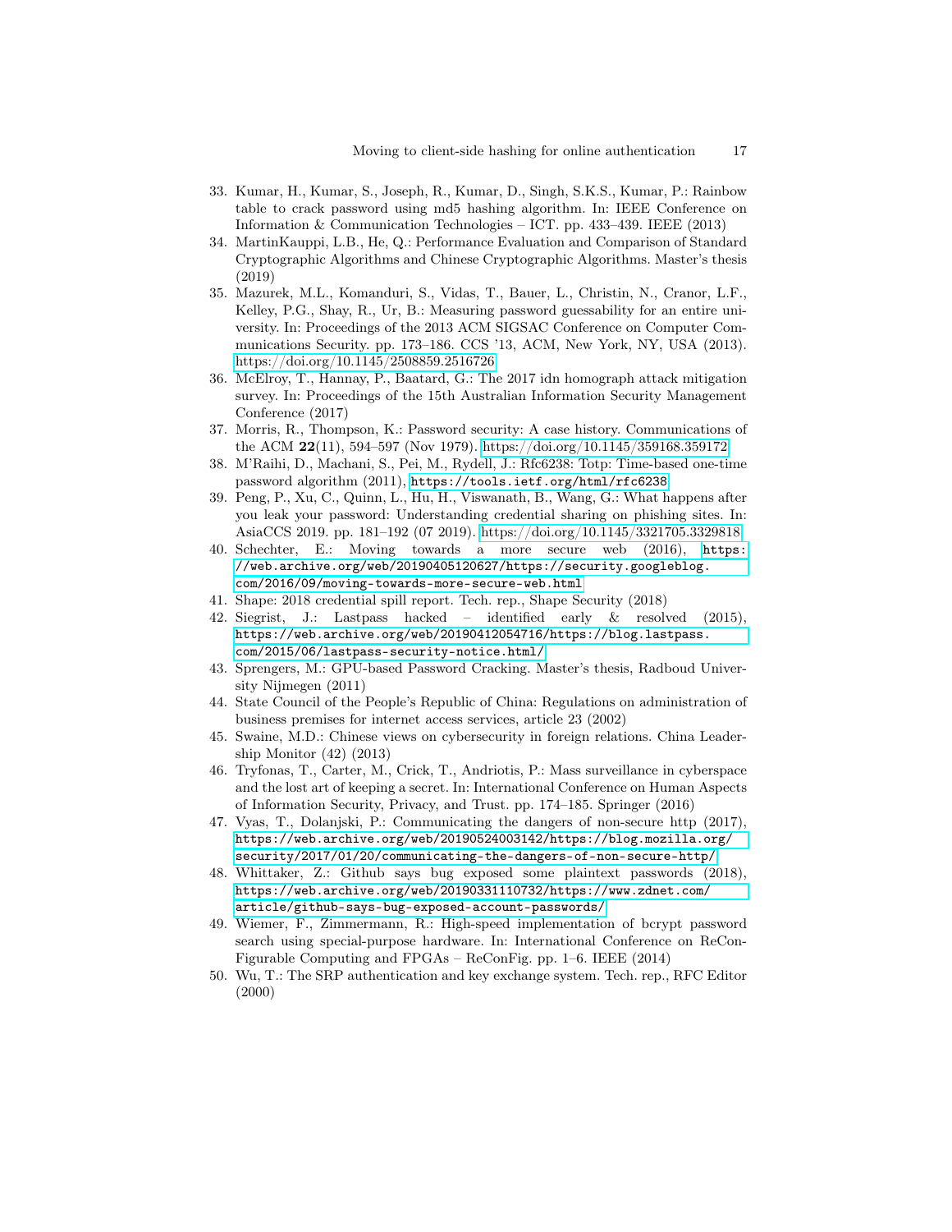33. Kumar, H., Kumar, S., Joseph, R., Kumar, D., Singh, S.K.S., Kumar, P.: Rainbow table to crack password using md5 hashing algorithm. In: IEEE Conference on Information & Communication Technologies – ICT. pp. 433–439. IEEE (2013)
34. MartinKauppi, L.B., He, Q.: Performance Evaluation and Comparison of Standard Cryptographic Algorithms and Chinese Cryptographic Algorithms. Master's thesis (2019)
35. Mazurek, M.L., Komanduri, S., Vidas, T., Bauer, L., Christin, N., Cranor, L.F., Kelley, P.G., Shay, R., Ur, B.: Measuring password guessability for an entire university. In: Proceedings of the 2013 ACM SIGSAC Conference on Computer Communications Security. pp. 173–186. CCS '13, ACM, New York, NY, USA (2013). https://doi.org/10.1145/2508859.2516726
36. McElroy, T., Hannay, P., Baatard, G.: The 2017 idn homograph attack mitigation survey. In: Proceedings of the 15th Australian Information Security Management Conference (2017)
37. Morris, R., Thompson, K.: Password security: A case history. Communications of the ACM **22**(11), 594–597 (Nov 1979). https://doi.org/10.1145/359168.359172
38. M'Raihi, D., Machani, S., Pei, M., Rydell, J.: Rfc6238: Totp: Time-based one-time password algorithm (2011), `https://tools.ietf.org/html/rfc6238`
39. Peng, P., Xu, C., Quinn, L., Hu, H., Viswanath, B., Wang, G.: What happens after you leak your password: Understanding credential sharing on phishing sites. In: AsiaCCS 2019. pp. 181–192 (07 2019). https://doi.org/10.1145/3321705.3329818
40. Schechter, E.: Moving towards a more secure web (2016), `https://web.archive.org/web/20190405120627/https://security.googleblog.com/2016/09/moving-towards-more-secure-web.html`
41. Shape: 2018 credential spill report. Tech. rep., Shape Security (2018)
42. Siegrist, J.: Lastpass hacked – identified early & resolved (2015), `https://web.archive.org/web/20190412054716/https://blog.lastpass.com/2015/06/lastpass-security-notice.html/`
43. Sprengers, M.: GPU-based Password Cracking. Master's thesis, Radboud University Nijmegen (2011)
44. State Council of the People's Republic of China: Regulations on administration of business premises for internet access services, article 23 (2002)
45. Swaine, M.D.: Chinese views on cybersecurity in foreign relations. China Leadership Monitor (42) (2013)
46. Tryfonas, T., Carter, M., Crick, T., Andriotis, P.: Mass surveillance in cyberspace and the lost art of keeping a secret. In: International Conference on Human Aspects of Information Security, Privacy, and Trust. pp. 174–185. Springer (2016)
47. Vyas, T., Dolanjski, P.: Communicating the dangers of non-secure http (2017), `https://web.archive.org/web/20190524003142/https://blog.mozilla.org/security/2017/01/20/communicating-the-dangers-of-non-secure-http/`
48. Whittaker, Z.: Github says bug exposed some plaintext passwords (2018), `https://web.archive.org/web/20190331110732/https://www.zdnet.com/article/github-says-bug-exposed-account-passwords/`
49. Wiemer, F., Zimmermann, R.: High-speed implementation of bcrypt password search using special-purpose hardware. In: International Conference on ReConFigurable Computing and FPGAs – ReConFig. pp. 1–6. IEEE (2014)
50. Wu, T.: The SRP authentication and key exchange system. Tech. rep., RFC Editor (2000)